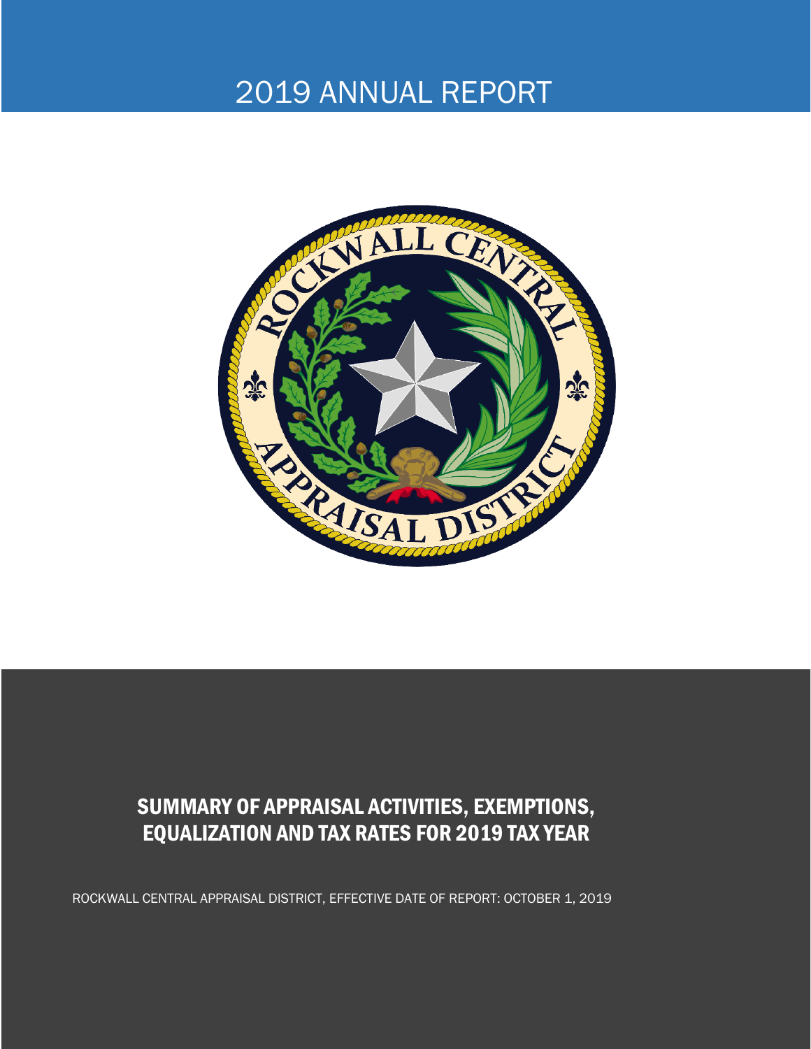# 2019 ANNUAL REPORT

## SUMMARY OF APPRAISAL ACTIVITIES, EXEMPTIONS, EQUALIZATION AND TAX RATES FOR 2019 TAX YEAR

ROCKWALL CENTRAL APPRAISAL DISTRICT, EFFECTIVE DATE OF REPORT: OCTOBER 1, 2019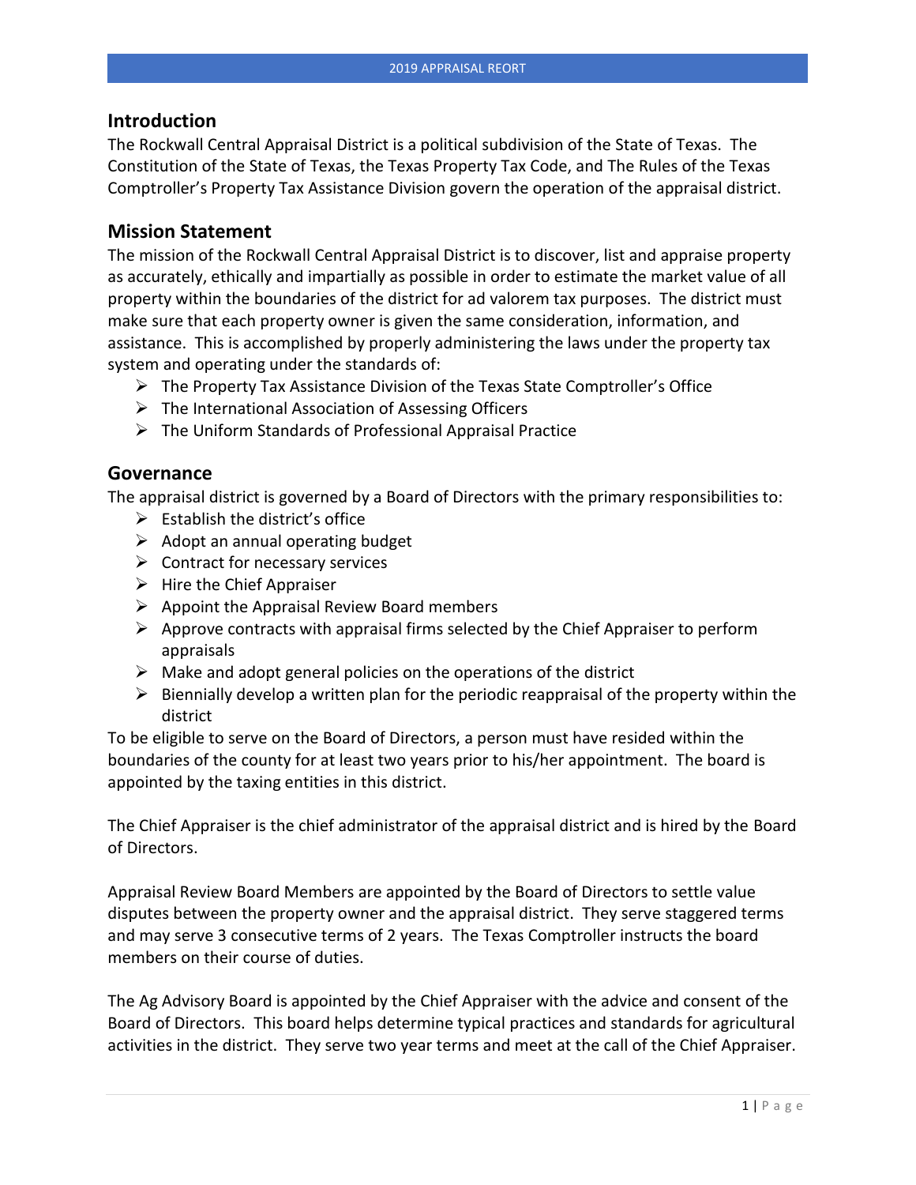## Introduction

The Rockwall Central Appraisal District is a political subdivision of the State of Texas. The Constitution of the State of Texas, the Texas Property Tax Code, and The Rules of the Texas Comptroller's Property Tax Assistance Division govern the operation of the appraisal district.

## Mission Statement

The mission of the Rockwall Central Appraisal District is to discover, list and appraise property as accurately, ethically and impartially as possible in order to estimate the market value of all property within the boundaries of the district for ad valorem tax purposes. The district must make sure that each property owner is given the same consideration, information, and assistance. This is accomplished by properly administering the laws under the property tax system and operating under the standards of:

- The Property Tax Assistance Division of the Texas State Comptroller's Office
- The International Association of Assessing Officers
- The Uniform Standards of Professional Appraisal Practice

## Governance

The appraisal district is governed by a Board of Directors with the primary responsibilities to:

- Establish the district's office
- Adopt an annual operating budget
- Contract for necessary services
- Hire the Chief Appraiser
- Appoint the Appraisal Review Board members
- Approve contracts with appraisal firms selected by the Chief Appraiser to perform appraisals
- Make and adopt general policies on the operations of the district
- Biennially develop a written plan for the periodic reappraisal of the property within the district

To be eligible to serve on the Board of Directors, a person must have resided within the boundaries of the county for at least two years prior to his/her appointment. The board is appointed by the taxing entities in this district.

The Chief Appraiser is the chief administrator of the appraisal district and is hired by the Board of Directors.

Appraisal Review Board Members are appointed by the Board of Directors to settle value disputes between the property owner and the appraisal district. They serve staggered terms and may serve 3 consecutive terms of 2 years. The Texas Comptroller instructs the board members on their course of duties.

The Ag Advisory Board is appointed by the Chief Appraiser with the advice and consent of the Board of Directors. This board helps determine typical practices and standards for agricultural activities in the district. They serve two year terms and meet at the call of the Chief Appraiser.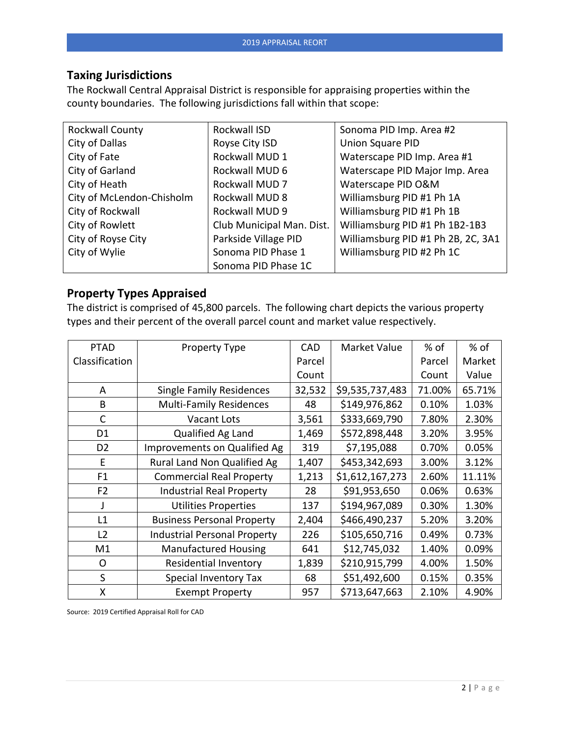## Taxing Jurisdictions

The Rockwall Central Appraisal District is responsible for appraising properties within the county boundaries. The following jurisdictions fall within that scope:

| | | |
|---|---|---|
| Rockwall County | Rockwall ISD | Sonoma PID Imp. Area #2 |
| City of Dallas | Royse City ISD | Union Square PID |
| City of Fate | Rockwall MUD 1 | Waterscape PID Imp. Area #1 |
| City of Garland | Rockwall MUD 6 | Waterscape PID Major Imp. Area |
| City of Heath | Rockwall MUD 7 | Waterscape PID O&M |
| City of McLendon-Chisholm | Rockwall MUD 8 | Williamsburg PID #1 Ph 1A |
| City of Rockwall | Rockwall MUD 9 | Williamsburg PID #1 Ph 1B |
| City of Rowlett | Club Municipal Man. Dist. | Williamsburg PID #1 Ph 1B2-1B3 |
| City of Royse City | Parkside Village PID | Williamsburg PID #1 Ph 2B, 2C, 3A1 |
| City of Wylie | Sonoma PID Phase 1 | Williamsburg PID #2 Ph 1C |
| | Sonoma PID Phase 1C | |

## Property Types Appraised

The district is comprised of 45,800 parcels. The following chart depicts the various property types and their percent of the overall parcel count and market value respectively.

| PTAD Classification | Property Type | CAD Parcel Count | Market Value | % of Parcel Count | % of Market Value |
|---|---|---|---|---|---|
| A | Single Family Residences | 32,532 | $9,535,737,483 | 71.00% | 65.71% |
| B | Multi-Family Residences | 48 | $149,976,862 | 0.10% | 1.03% |
| C | Vacant Lots | 3,561 | $333,669,790 | 7.80% | 2.30% |
| D1 | Qualified Ag Land | 1,469 | $572,898,448 | 3.20% | 3.95% |
| D2 | Improvements on Qualified Ag | 319 | $7,195,088 | 0.70% | 0.05% |
| E | Rural Land Non Qualified Ag | 1,407 | $453,342,693 | 3.00% | 3.12% |
| F1 | Commercial Real Property | 1,213 | $1,612,167,273 | 2.60% | 11.11% |
| F2 | Industrial Real Property | 28 | $91,953,650 | 0.06% | 0.63% |
| J | Utilities Properties | 137 | $194,967,089 | 0.30% | 1.30% |
| L1 | Business Personal Property | 2,404 | $466,490,237 | 5.20% | 3.20% |
| L2 | Industrial Personal Property | 226 | $105,650,716 | 0.49% | 0.73% |
| M1 | Manufactured Housing | 641 | $12,745,032 | 1.40% | 0.09% |
| O | Residential Inventory | 1,839 | $210,915,799 | 4.00% | 1.50% |
| S | Special Inventory Tax | 68 | $51,492,600 | 0.15% | 0.35% |
| X | Exempt Property | 957 | $713,647,663 | 2.10% | 4.90% |

Source: 2019 Certified Appraisal Roll for CAD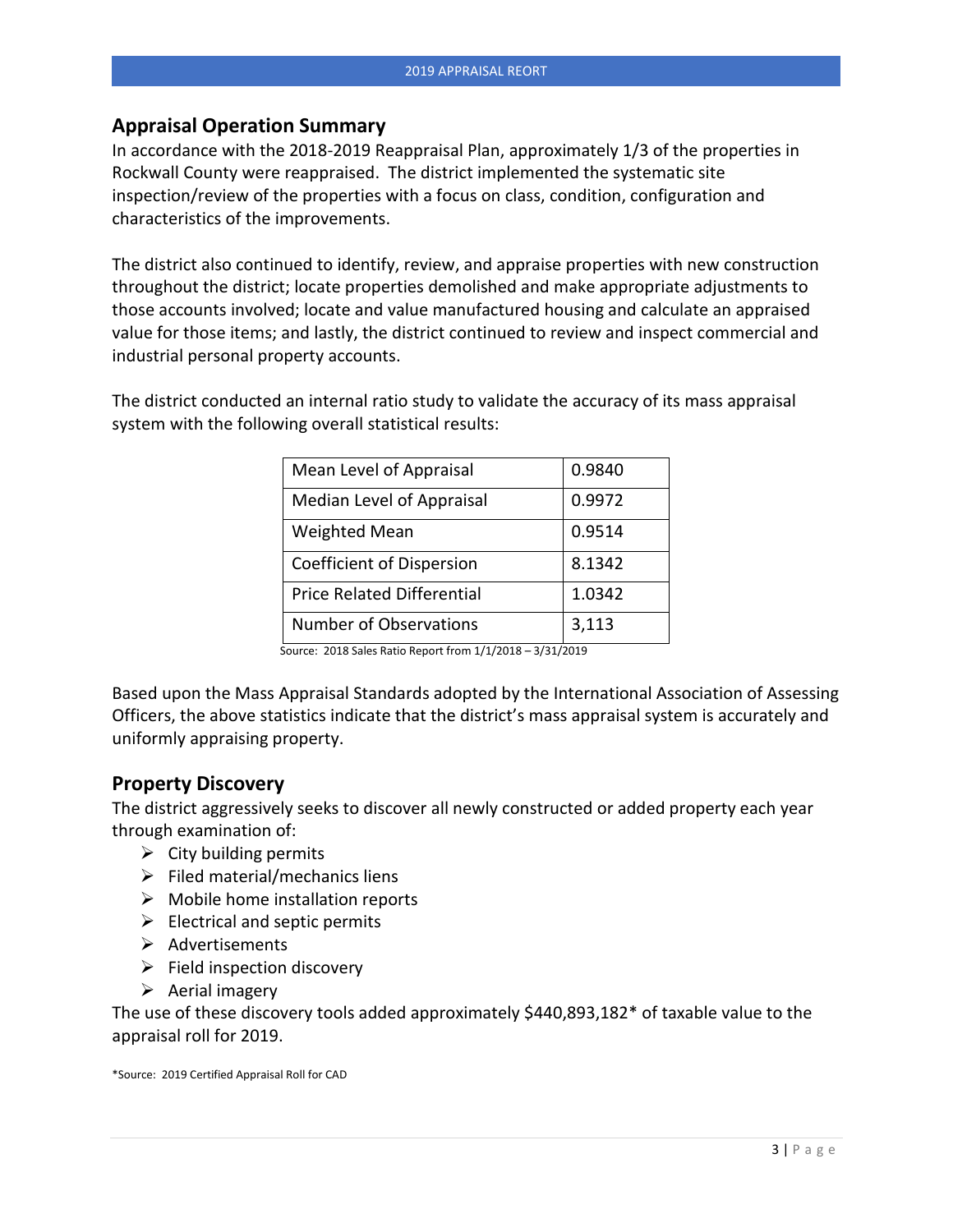## Appraisal Operation Summary

In accordance with the 2018-2019 Reappraisal Plan, approximately 1/3 of the properties in Rockwall County were reappraised. The district implemented the systematic site inspection/review of the properties with a focus on class, condition, configuration and characteristics of the improvements.

The district also continued to identify, review, and appraise properties with new construction throughout the district; locate properties demolished and make appropriate adjustments to those accounts involved; locate and value manufactured housing and calculate an appraised value for those items; and lastly, the district continued to review and inspect commercial and industrial personal property accounts.

The district conducted an internal ratio study to validate the accuracy of its mass appraisal system with the following overall statistical results:

| Statistic | Value |
|---|---|
| Mean Level of Appraisal | 0.9840 |
| Median Level of Appraisal | 0.9972 |
| Weighted Mean | 0.9514 |
| Coefficient of Dispersion | 8.1342 |
| Price Related Differential | 1.0342 |
| Number of Observations | 3,113 |

Source: 2018 Sales Ratio Report from 1/1/2018 – 3/31/2019

Based upon the Mass Appraisal Standards adopted by the International Association of Assessing Officers, the above statistics indicate that the district's mass appraisal system is accurately and uniformly appraising property.

## Property Discovery

The district aggressively seeks to discover all newly constructed or added property each year through examination of:

- City building permits
- Filed material/mechanics liens
- Mobile home installation reports
- Electrical and septic permits
- Advertisements
- Field inspection discovery
- Aerial imagery

The use of these discovery tools added approximately $440,893,182* of taxable value to the appraisal roll for 2019.

*Source: 2019 Certified Appraisal Roll for CAD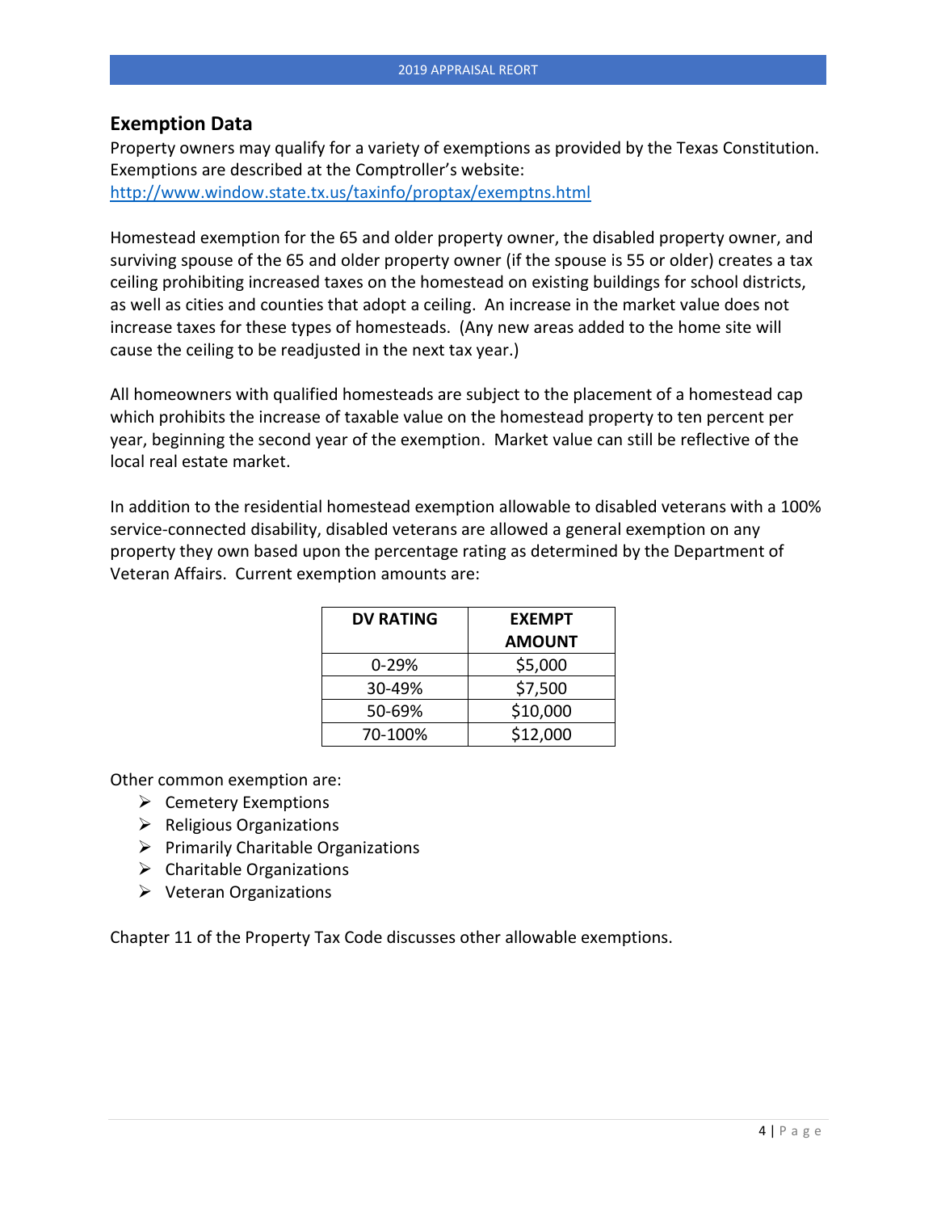## Exemption Data

Property owners may qualify for a variety of exemptions as provided by the Texas Constitution. Exemptions are described at the Comptroller's website: http://www.window.state.tx.us/taxinfo/proptax/exemptns.html

Homestead exemption for the 65 and older property owner, the disabled property owner, and surviving spouse of the 65 and older property owner (if the spouse is 55 or older) creates a tax ceiling prohibiting increased taxes on the homestead on existing buildings for school districts, as well as cities and counties that adopt a ceiling. An increase in the market value does not increase taxes for these types of homesteads. (Any new areas added to the home site will cause the ceiling to be readjusted in the next tax year.)

All homeowners with qualified homesteads are subject to the placement of a homestead cap which prohibits the increase of taxable value on the homestead property to ten percent per year, beginning the second year of the exemption. Market value can still be reflective of the local real estate market.

In addition to the residential homestead exemption allowable to disabled veterans with a 100% service-connected disability, disabled veterans are allowed a general exemption on any property they own based upon the percentage rating as determined by the Department of Veteran Affairs. Current exemption amounts are:

| DV RATING | EXEMPT AMOUNT |
|---|---|
| 0-29% | $5,000 |
| 30-49% | $7,500 |
| 50-69% | $10,000 |
| 70-100% | $12,000 |

Other common exemption are:

- Cemetery Exemptions
- Religious Organizations
- Primarily Charitable Organizations
- Charitable Organizations
- Veteran Organizations

Chapter 11 of the Property Tax Code discusses other allowable exemptions.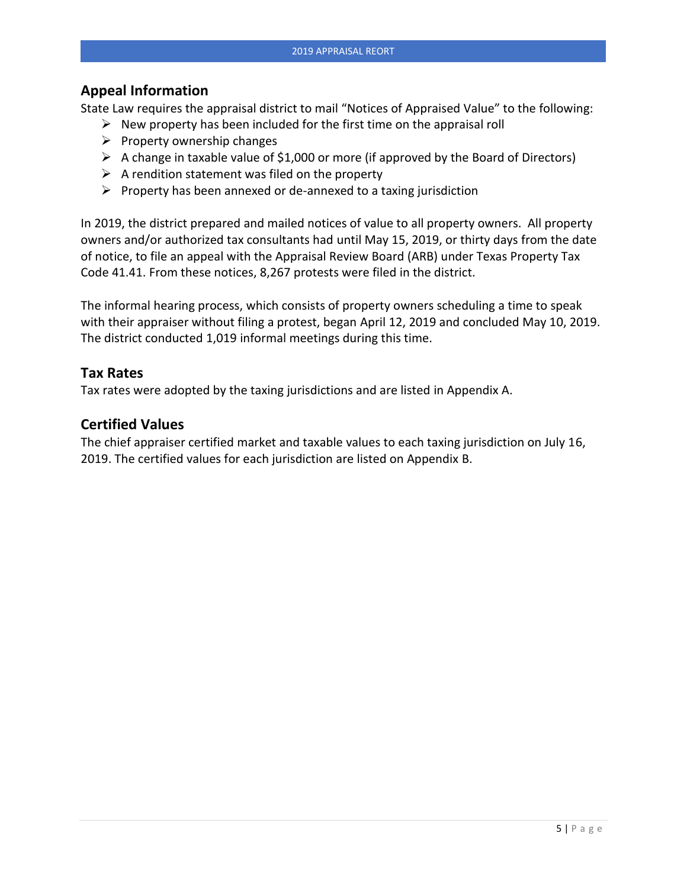## Appeal Information

State Law requires the appraisal district to mail "Notices of Appraised Value" to the following:

- New property has been included for the first time on the appraisal roll
- Property ownership changes
- A change in taxable value of $1,000 or more (if approved by the Board of Directors)
- A rendition statement was filed on the property
- Property has been annexed or de-annexed to a taxing jurisdiction

In 2019, the district prepared and mailed notices of value to all property owners. All property owners and/or authorized tax consultants had until May 15, 2019, or thirty days from the date of notice, to file an appeal with the Appraisal Review Board (ARB) under Texas Property Tax Code 41.41. From these notices, 8,267 protests were filed in the district.

The informal hearing process, which consists of property owners scheduling a time to speak with their appraiser without filing a protest, began April 12, 2019 and concluded May 10, 2019. The district conducted 1,019 informal meetings during this time.

## Tax Rates

Tax rates were adopted by the taxing jurisdictions and are listed in Appendix A.

## Certified Values

The chief appraiser certified market and taxable values to each taxing jurisdiction on July 16, 2019. The certified values for each jurisdiction are listed on Appendix B.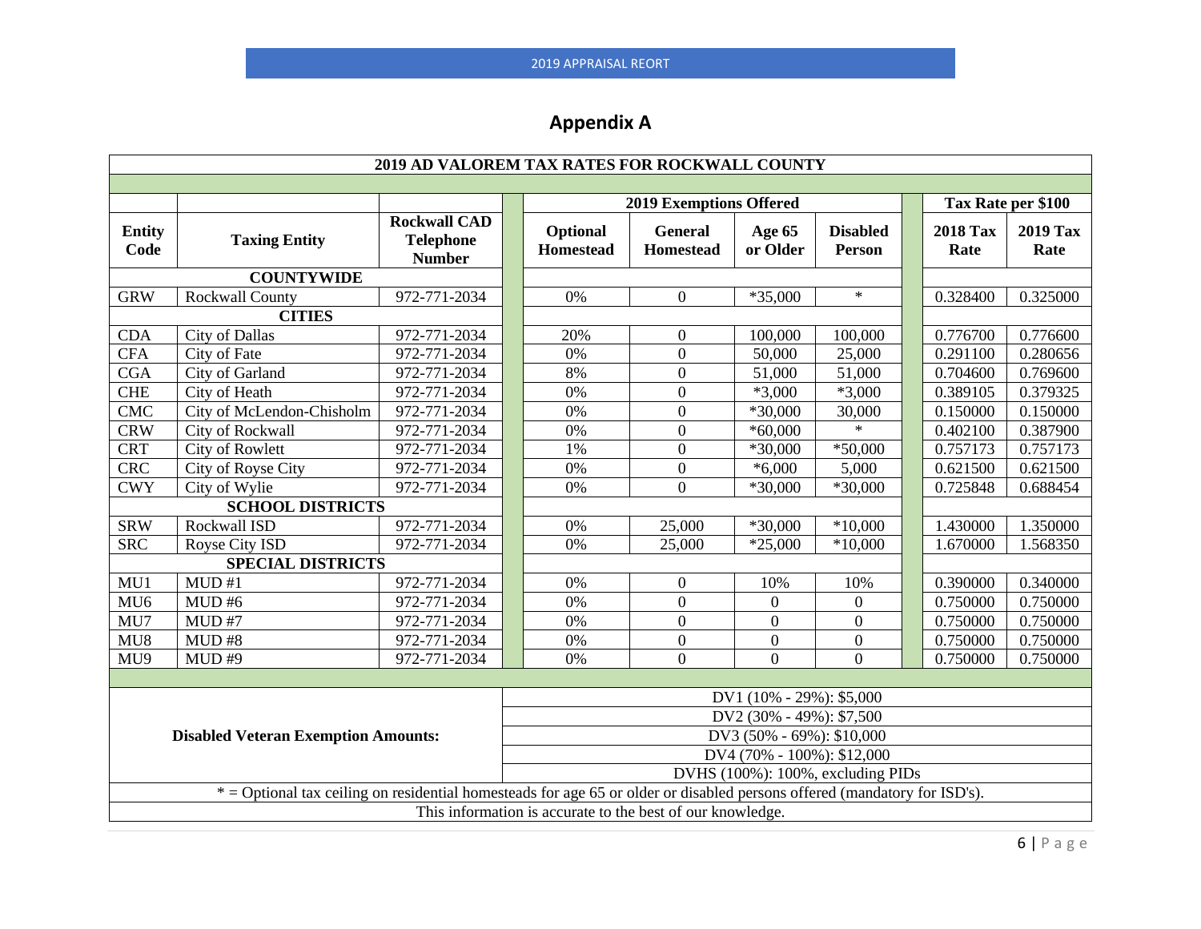## Appendix A

| 2019 AD VALOREM TAX RATES FOR ROCKWALL COUNTY | | | | | | | | |
|---|---|---|---|---|---|---|---|---|
| | | | 2019 Exemptions Offered | | | | Tax Rate per $100 | |
| Entity Code | Taxing Entity | Rockwall CAD Telephone Number | Optional Homestead | General Homestead | Age 65 or Older | Disabled Person | 2018 Tax Rate | 2019 Tax Rate |
| **COUNTYWIDE** | | | | | | | | |
| GRW | Rockwall County | 972-771-2034 | 0% | 0 | *35,000 | * | 0.328400 | 0.325000 |
| **CITIES** | | | | | | | | |
| CDA | City of Dallas | 972-771-2034 | 20% | 0 | 100,000 | 100,000 | 0.776700 | 0.776600 |
| CFA | City of Fate | 972-771-2034 | 0% | 0 | 50,000 | 25,000 | 0.291100 | 0.280656 |
| CGA | City of Garland | 972-771-2034 | 8% | 0 | 51,000 | 51,000 | 0.704600 | 0.769600 |
| CHE | City of Heath | 972-771-2034 | 0% | 0 | *3,000 | *3,000 | 0.389105 | 0.379325 |
| CMC | City of McLendon-Chisholm | 972-771-2034 | 0% | 0 | *30,000 | 30,000 | 0.150000 | 0.150000 |
| CRW | City of Rockwall | 972-771-2034 | 0% | 0 | *60,000 | * | 0.402100 | 0.387900 |
| CRT | City of Rowlett | 972-771-2034 | 1% | 0 | *30,000 | *50,000 | 0.757173 | 0.757173 |
| CRC | City of Royse City | 972-771-2034 | 0% | 0 | *6,000 | 5,000 | 0.621500 | 0.621500 |
| CWY | City of Wylie | 972-771-2034 | 0% | 0 | *30,000 | *30,000 | 0.725848 | 0.688454 |
| **SCHOOL DISTRICTS** | | | | | | | | |
| SRW | Rockwall ISD | 972-771-2034 | 0% | 25,000 | *30,000 | *10,000 | 1.430000 | 1.350000 |
| SRC | Royse City ISD | 972-771-2034 | 0% | 25,000 | *25,000 | *10,000 | 1.670000 | 1.568350 |
| **SPECIAL DISTRICTS** | | | | | | | | |
| MU1 | MUD #1 | 972-771-2034 | 0% | 0 | 10% | 10% | 0.390000 | 0.340000 |
| MU6 | MUD #6 | 972-771-2034 | 0% | 0 | 0 | 0 | 0.750000 | 0.750000 |
| MU7 | MUD #7 | 972-771-2034 | 0% | 0 | 0 | 0 | 0.750000 | 0.750000 |
| MU8 | MUD #8 | 972-771-2034 | 0% | 0 | 0 | 0 | 0.750000 | 0.750000 |
| MU9 | MUD #9 | 972-771-2034 | 0% | 0 | 0 | 0 | 0.750000 | 0.750000 |

| Disabled Veteran Exemption Amounts: | |
|---|---|
| | DV1 (10% - 29%): $5,000 |
| | DV2 (30% - 49%): $7,500 |
| | DV3 (50% - 69%): $10,000 |
| | DV4 (70% - 100%): $12,000 |
| | DVHS (100%): 100%, excluding PIDs |

* = Optional tax ceiling on residential homesteads for age 65 or older or disabled persons offered (mandatory for ISD's).

This information is accurate to the best of our knowledge.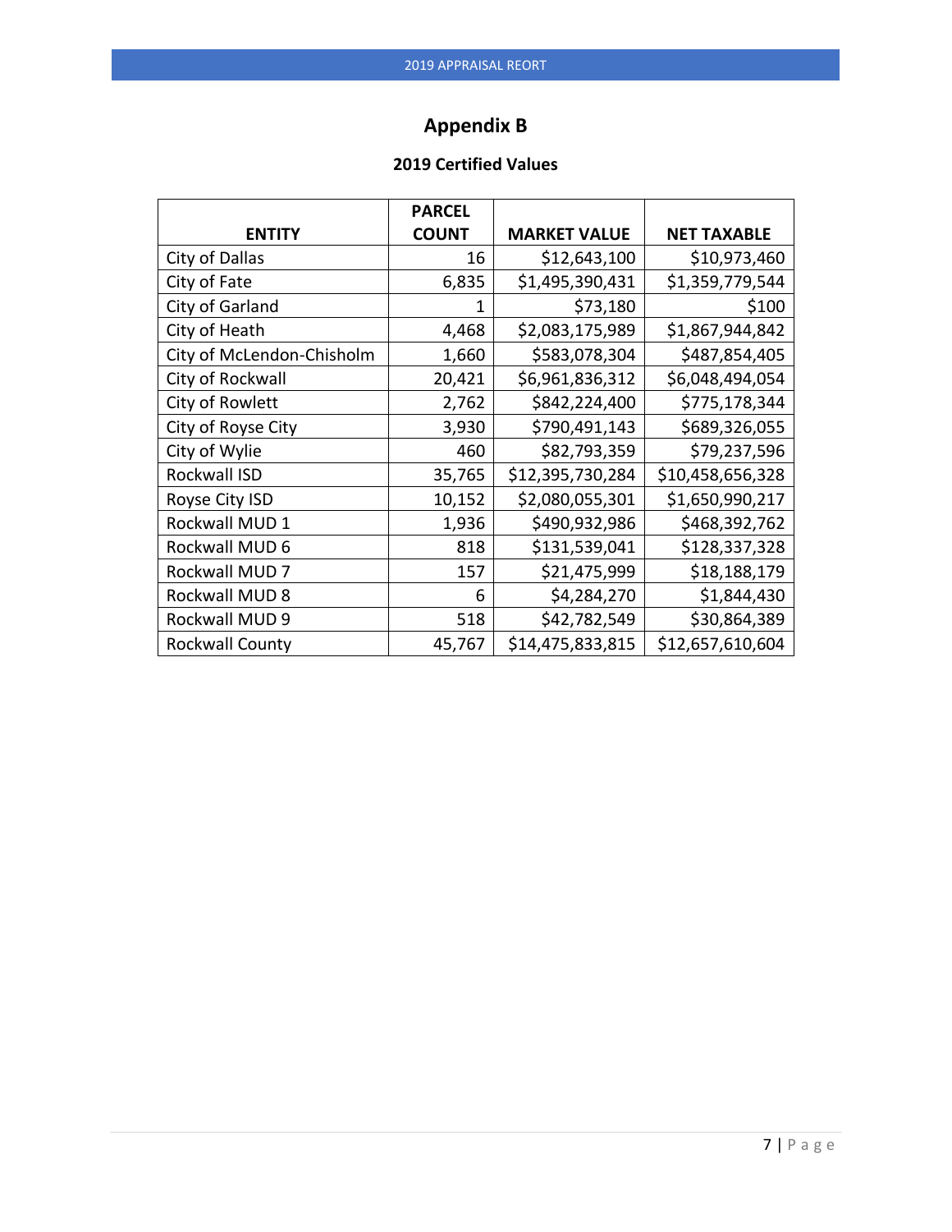# Appendix B

## 2019 Certified Values

| ENTITY | PARCEL COUNT | MARKET VALUE | NET TAXABLE |
|---|---|---|---|
| City of Dallas | 16 | $12,643,100 | $10,973,460 |
| City of Fate | 6,835 | $1,495,390,431 | $1,359,779,544 |
| City of Garland | 1 | $73,180 | $100 |
| City of Heath | 4,468 | $2,083,175,989 | $1,867,944,842 |
| City of McLendon-Chisholm | 1,660 | $583,078,304 | $487,854,405 |
| City of Rockwall | 20,421 | $6,961,836,312 | $6,048,494,054 |
| City of Rowlett | 2,762 | $842,224,400 | $775,178,344 |
| City of Royse City | 3,930 | $790,491,143 | $689,326,055 |
| City of Wylie | 460 | $82,793,359 | $79,237,596 |
| Rockwall ISD | 35,765 | $12,395,730,284 | $10,458,656,328 |
| Royse City ISD | 10,152 | $2,080,055,301 | $1,650,990,217 |
| Rockwall MUD 1 | 1,936 | $490,932,986 | $468,392,762 |
| Rockwall MUD 6 | 818 | $131,539,041 | $128,337,328 |
| Rockwall MUD 7 | 157 | $21,475,999 | $18,188,179 |
| Rockwall MUD 8 | 6 | $4,284,270 | $1,844,430 |
| Rockwall MUD 9 | 518 | $42,782,549 | $30,864,389 |
| Rockwall County | 45,767 | $14,475,833,815 | $12,657,610,604 |